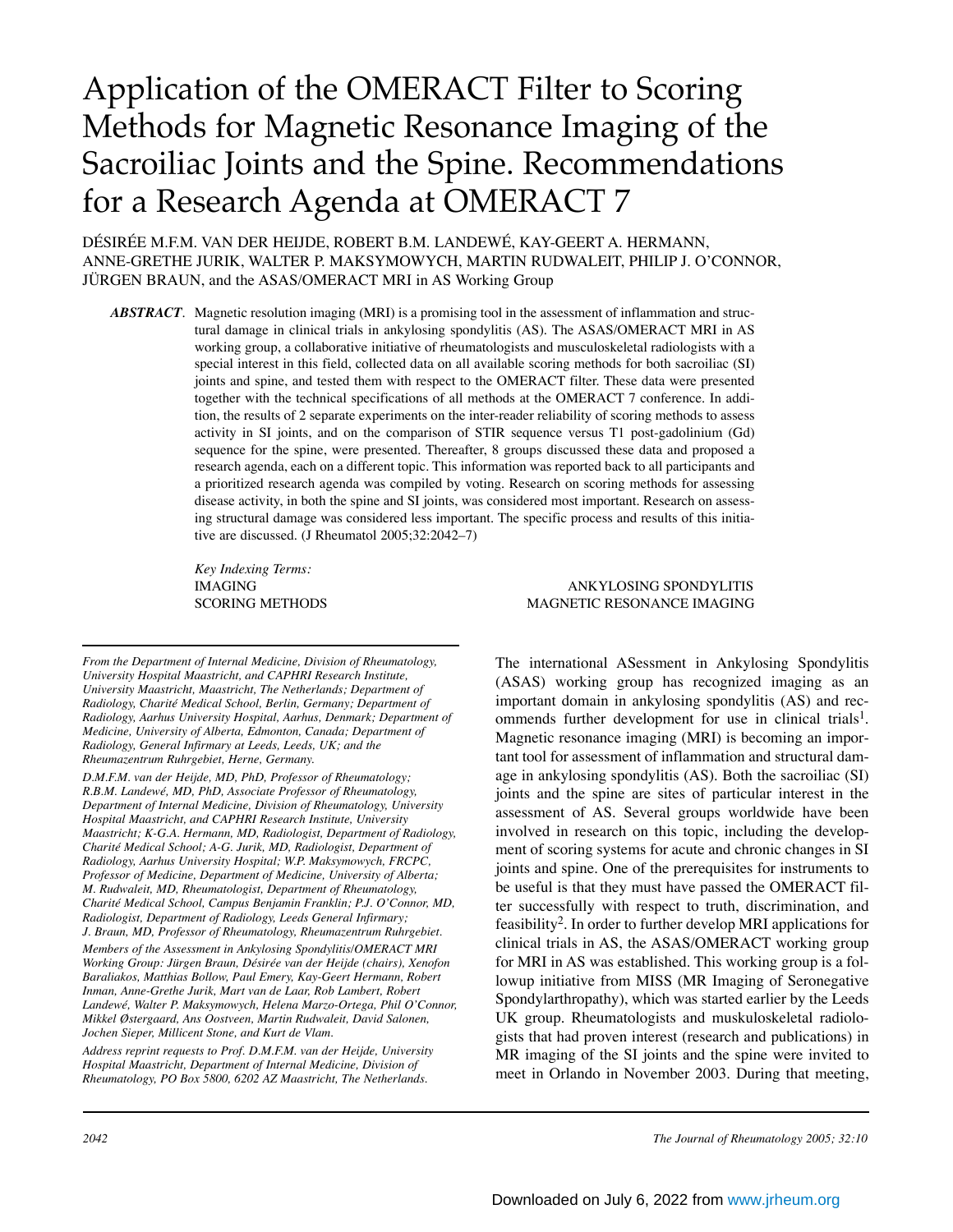# Application of the OMERACT Filter to Scoring Methods for Magnetic Resonance Imaging of the Sacroiliac Joints and the Spine. Recommendations for a Research Agenda at OMERACT 7

DÉSIRÉE M.F.M. VAN DER HEIJDE, ROBERT B.M. LANDEWÉ, KAY-GEERT A. HERMANN, ANNE-GRETHE JURIK, WALTER P. MAKSYMOWYCH, MARTIN RUDWALEIT, PHILIP J. O'CONNOR, JÜRGEN BRAUN, and the ASAS/OMERACT MRI in AS Working Group

***ABSTRACT*.** Magnetic resolution imaging (MRI) is a promising tool in the assessment of inflammation and structural damage in clinical trials in ankylosing spondylitis (AS). The ASAS/OMERACT MRI in AS working group, a collaborative initiative of rheumatologists and musculoskeletal radiologists with a special interest in this field, collected data on all available scoring methods for both sacroiliac (SI) joints and spine, and tested them with respect to the OMERACT filter. These data were presented together with the technical specifications of all methods at the OMERACT 7 conference. In addition, the results of 2 separate experiments on the inter-reader reliability of scoring methods to assess activity in SI joints, and on the comparison of STIR sequence versus T1 post-gadolinium (Gd) sequence for the spine, were presented. Thereafter, 8 groups discussed these data and proposed a research agenda, each on a different topic. This information was reported back to all participants and a prioritized research agenda was compiled by voting. Research on scoring methods for assessing disease activity, in both the spine and SI joints, was considered most important. Research on assessing structural damage was considered less important. The specific process and results of this initiative are discussed. (J Rheumatol 2005;32:2042–7)

*Key Indexing Terms:*
IMAGING
SCORING METHODS
ANKYLOSING SPONDYLITIS
MAGNETIC RESONANCE IMAGING

*From the Department of Internal Medicine, Division of Rheumatology, University Hospital Maastricht, and CAPHRI Research Institute, University Maastricht, Maastricht, The Netherlands; Department of Radiology, Charité Medical School, Berlin, Germany; Department of Radiology, Aarhus University Hospital, Aarhus, Denmark; Department of Medicine, University of Alberta, Edmonton, Canada; Department of Radiology, General Infirmary at Leeds, Leeds, UK; and the Rheumazentrum Ruhrgebiet, Herne, Germany.*

*D.M.F.M. van der Heijde, MD, PhD, Professor of Rheumatology; R.B.M. Landewé, MD, PhD, Associate Professor of Rheumatology, Department of Internal Medicine, Division of Rheumatology, University Hospital Maastricht, and CAPHRI Research Institute, University Maastricht; K-G.A. Hermann, MD, Radiologist, Department of Radiology, Charité Medical School; A-G. Jurik, MD, Radiologist, Department of Radiology, Aarhus University Hospital; W.P. Maksymowych, FRCPC, Professor of Medicine, Department of Medicine, University of Alberta; M. Rudwaleit, MD, Rheumatologist, Department of Rheumatology, Charité Medical School, Campus Benjamin Franklin; P.J. O'Connor, MD, Radiologist, Department of Radiology, Leeds General Infirmary; J. Braun, MD, Professor of Rheumatology, Rheumazentrum Ruhrgebiet.*

*Members of the Assessment in Ankylosing Spondylitis/OMERACT MRI Working Group: Jürgen Braun, Désirée van der Heijde (chairs), Xenofon Baraliakos, Matthias Bollow, Paul Emery, Kay-Geert Hermann, Robert Inman, Anne-Grethe Jurik, Mart van de Laar, Rob Lambert, Robert Landewé, Walter P. Maksymowych, Helena Marzo-Ortega, Phil O'Connor, Mikkel Østergaard, Ans Oostveen, Martin Rudwaleit, David Salonen, Jochen Sieper, Millicent Stone, and Kurt de Vlam.*

*Address reprint requests to Prof. D.M.F.M. van der Heijde, University Hospital Maastricht, Department of Internal Medicine, Division of Rheumatology, PO Box 5800, 6202 AZ Maastricht, The Netherlands.*

The international ASessment in Ankylosing Spondylitis (ASAS) working group has recognized imaging as an important domain in ankylosing spondylitis (AS) and recommends further development for use in clinical trials[1]. Magnetic resonance imaging (MRI) is becoming an important tool for assessment of inflammation and structural damage in ankylosing spondylitis (AS). Both the sacroiliac (SI) joints and the spine are sites of particular interest in the assessment of AS. Several groups worldwide have been involved in research on this topic, including the development of scoring systems for acute and chronic changes in SI joints and spine. One of the prerequisites for instruments to be useful is that they must have passed the OMERACT filter successfully with respect to truth, discrimination, and feasibility[2]. In order to further develop MRI applications for clinical trials in AS, the ASAS/OMERACT working group for MRI in AS was established. This working group is a followup initiative from MISS (MR Imaging of Seronegative Spondylarthropathy), which was started earlier by the Leeds UK group. Rheumatologists and muskuloskeletal radiologists that had proven interest (research and publications) in MR imaging of the SI joints and the spine were invited to meet in Orlando in November 2003. During that meeting,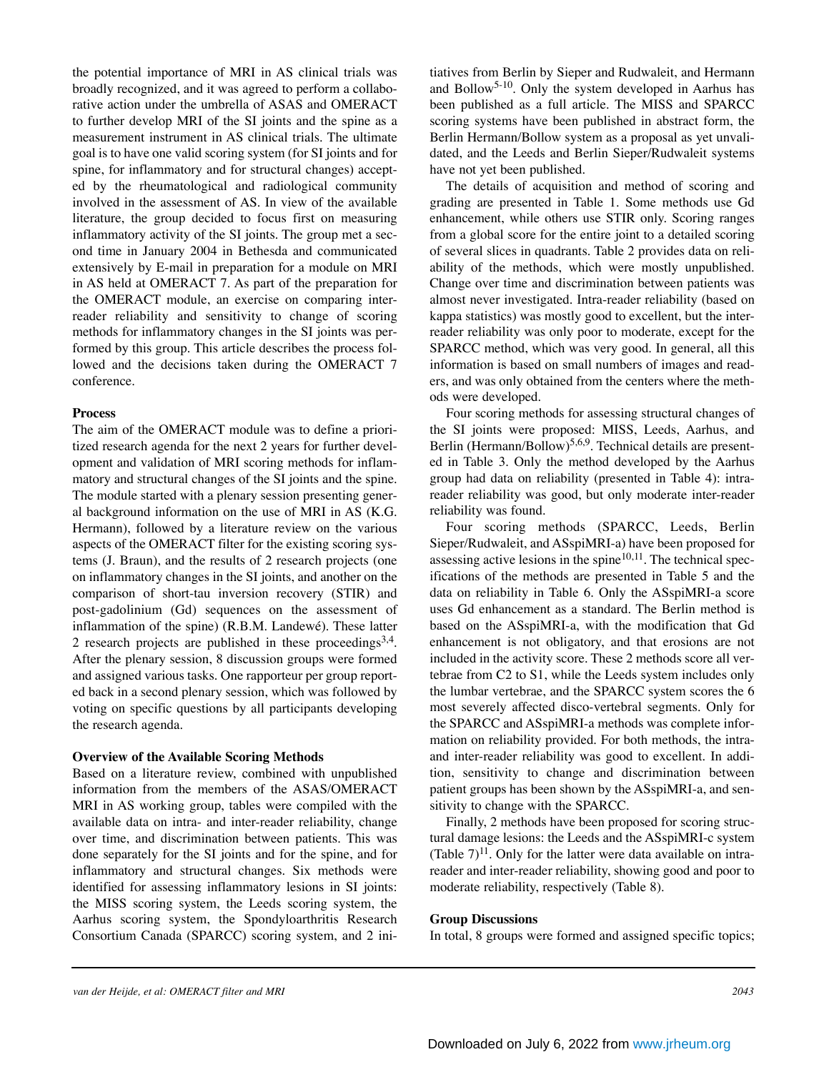the potential importance of MRI in AS clinical trials was broadly recognized, and it was agreed to perform a collaborative action under the umbrella of ASAS and OMERACT to further develop MRI of the SI joints and the spine as a measurement instrument in AS clinical trials. The ultimate goal is to have one valid scoring system (for SI joints and for spine, for inflammatory and for structural changes) accepted by the rheumatological and radiological community involved in the assessment of AS. In view of the available literature, the group decided to focus first on measuring inflammatory activity of the SI joints. The group met a second time in January 2004 in Bethesda and communicated extensively by E-mail in preparation for a module on MRI in AS held at OMERACT 7. As part of the preparation for the OMERACT module, an exercise on comparing inter-reader reliability and sensitivity to change of scoring methods for inflammatory changes in the SI joints was performed by this group. This article describes the process followed and the decisions taken during the OMERACT 7 conference.

**Process**

The aim of the OMERACT module was to define a prioritized research agenda for the next 2 years for further development and validation of MRI scoring methods for inflammatory and structural changes of the SI joints and the spine. The module started with a plenary session presenting general background information on the use of MRI in AS (K.G. Hermann), followed by a literature review on the various aspects of the OMERACT filter for the existing scoring systems (J. Braun), and the results of 2 research projects (one on inflammatory changes in the SI joints, and another on the comparison of short-tau inversion recovery (STIR) and post-gadolinium (Gd) sequences on the assessment of inflammation of the spine) (R.B.M. Landewé). These latter 2 research projects are published in these proceedings[3,4]. After the plenary session, 8 discussion groups were formed and assigned various tasks. One rapporteur per group reported back in a second plenary session, which was followed by voting on specific questions by all participants developing the research agenda.

**Overview of the Available Scoring Methods**

Based on a literature review, combined with unpublished information from the members of the ASAS/OMERACT MRI in AS working group, tables were compiled with the available data on intra- and inter-reader reliability, change over time, and discrimination between patients. This was done separately for the SI joints and for the spine, and for inflammatory and structural changes. Six methods were identified for assessing inflammatory lesions in SI joints: the MISS scoring system, the Leeds scoring system, the Aarhus scoring system, the Spondyloarthritis Research Consortium Canada (SPARCC) scoring system, and 2 initiatives from Berlin by Sieper and Rudwaleit, and Hermann and Bollow[5-10]. Only the system developed in Aarhus has been published as a full article. The MISS and SPARCC scoring systems have been published in abstract form, the Berlin Hermann/Bollow system as a proposal as yet unvalidated, and the Leeds and Berlin Sieper/Rudwaleit systems have not yet been published.

The details of acquisition and method of scoring and grading are presented in Table 1. Some methods use Gd enhancement, while others use STIR only. Scoring ranges from a global score for the entire joint to a detailed scoring of several slices in quadrants. Table 2 provides data on reliability of the methods, which were mostly unpublished. Change over time and discrimination between patients was almost never investigated. Intra-reader reliability (based on kappa statistics) was mostly good to excellent, but the inter-reader reliability was only poor to moderate, except for the SPARCC method, which was very good. In general, all this information is based on small numbers of images and readers, and was only obtained from the centers where the methods were developed.

Four scoring methods for assessing structural changes of the SI joints were proposed: MISS, Leeds, Aarhus, and Berlin (Hermann/Bollow)[5,6,9]. Technical details are presented in Table 3. Only the method developed by the Aarhus group had data on reliability (presented in Table 4): intra-reader reliability was good, but only moderate inter-reader reliability was found.

Four scoring methods (SPARCC, Leeds, Berlin Sieper/Rudwaleit, and ASspiMRI-a) have been proposed for assessing active lesions in the spine[10,11]. The technical specifications of the methods are presented in Table 5 and the data on reliability in Table 6. Only the ASspiMRI-a score uses Gd enhancement as a standard. The Berlin method is based on the ASspiMRI-a, with the modification that Gd enhancement is not obligatory, and that erosions are not included in the activity score. These 2 methods score all vertebrae from C2 to S1, while the Leeds system includes only the lumbar vertebrae, and the SPARCC system scores the 6 most severely affected disco-vertebral segments. Only for the SPARCC and ASspiMRI-a methods was complete information on reliability provided. For both methods, the intra- and inter-reader reliability was good to excellent. In addition, sensitivity to change and discrimination between patient groups has been shown by the ASspiMRI-a, and sensitivity to change with the SPARCC.

Finally, 2 methods have been proposed for scoring structural damage lesions: the Leeds and the ASspiMRI-c system (Table 7)[11]. Only for the latter were data available on intra-reader and inter-reader reliability, showing good and poor to moderate reliability, respectively (Table 8).

**Group Discussions**

In total, 8 groups were formed and assigned specific topics;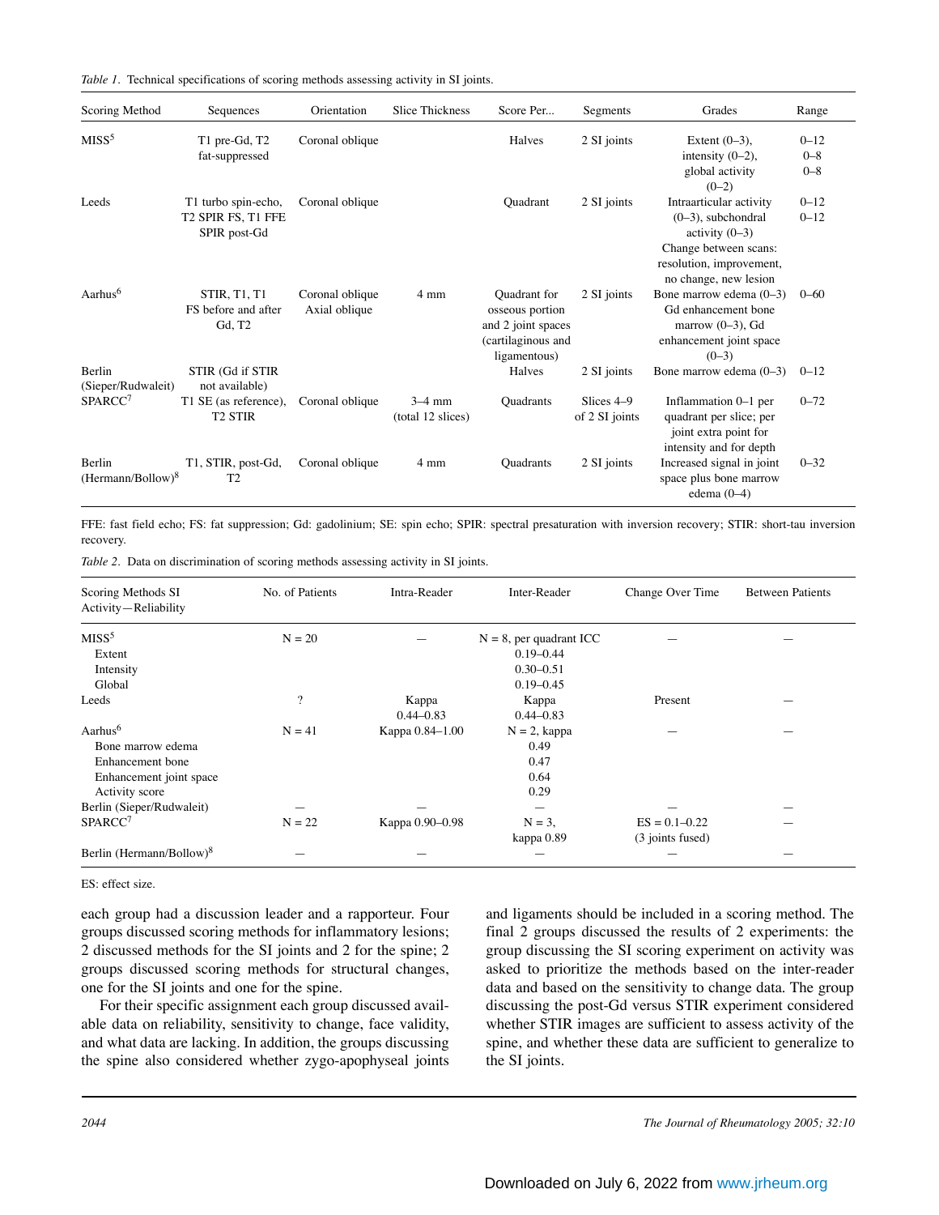*Table 1.* Technical specifications of scoring methods assessing activity in SI joints.

| Scoring Method | Sequences | Orientation | Slice Thickness | Score Per... | Segments | Grades | Range |
|---|---|---|---|---|---|---|---|
| MISS[5] | T1 pre-Gd, T2 fat-suppressed | Coronal oblique | | Halves | 2 SI joints | Extent (0–3), intensity (0–2), global activity (0–2) | 0–12 0–8 0–8 |
| Leeds | T1 turbo spin-echo, T2 SPIR FS, T1 FFE SPIR post-Gd | Coronal oblique | | Quadrant | 2 SI joints | Intraarticular activity (0–3), subchondral activity (0–3) Change between scans: resolution, improvement, no change, new lesion | 0–12 0–12 |
| Aarhus[6] | STIR, T1, T1 FS before and after Gd, T2 | Coronal oblique Axial oblique | 4 mm | Quadrant for osseous portion and 2 joint spaces (cartilaginous and ligamentous) | 2 SI joints | Bone marrow edema (0–3) Gd enhancement bone marrow (0–3), Gd enhancement joint space (0–3) | 0–60 |
| Berlin (Sieper/Rudwaleit) | STIR (Gd if STIR not available) | | | Halves | 2 SI joints | Bone marrow edema (0–3) | 0–12 |
| SPARCC[7] | T1 SE (as reference), T2 STIR | Coronal oblique | 3–4 mm (total 12 slices) | Quadrants | Slices 4–9 of 2 SI joints | Inflammation 0–1 per quadrant per slice; per joint extra point for intensity and for depth | 0–72 |
| Berlin (Hermann/Bollow)[8] | T1, STIR, post-Gd, T2 | Coronal oblique | 4 mm | Quadrants | 2 SI joints | Increased signal in joint space plus bone marrow edema (0–4) | 0–32 |

FFE: fast field echo; FS: fat suppression; Gd: gadolinium; SE: spin echo; SPIR: spectral presaturation with inversion recovery; STIR: short-tau inversion recovery.

*Table 2.* Data on discrimination of scoring methods assessing activity in SI joints.

| Scoring Methods SI Activity—Reliability | No. of Patients | Intra-Reader | Inter-Reader | Change Over Time | Between Patients |
|---|---|---|---|---|---|
| MISS[5] | N = 20 | — | N = 8, per quadrant ICC | — | — |
| Extent | | | 0.19–0.44 | | |
| Intensity | | | 0.30–0.51 | | |
| Global | | | 0.19–0.45 | | |
| Leeds | ? | Kappa 0.44–0.83 | Kappa 0.44–0.83 | Present | — |
| Aarhus[6] | N = 41 | Kappa 0.84–1.00 | N = 2, kappa | — | — |
| Bone marrow edema | | | 0.49 | | |
| Enhancement bone | | | 0.47 | | |
| Enhancement joint space | | | 0.64 | | |
| Activity score | | | 0.29 | | |
| Berlin (Sieper/Rudwaleit) | — | — | — | — | — |
| SPARCC[7] | N = 22 | Kappa 0.90–0.98 | N = 3, kappa 0.89 | ES = 0.1–0.22 (3 joints fused) | — |
| Berlin (Hermann/Bollow)[8] | — | — | — | — | — |

ES: effect size.

each group had a discussion leader and a rapporteur. Four groups discussed scoring methods for inflammatory lesions; 2 discussed methods for the SI joints and 2 for the spine; 2 groups discussed scoring methods for structural changes, one for the SI joints and one for the spine.

For their specific assignment each group discussed available data on reliability, sensitivity to change, face validity, and what data are lacking. In addition, the groups discussing the spine also considered whether zygo-apophyseal joints and ligaments should be included in a scoring method. The final 2 groups discussed the results of 2 experiments: the group discussing the SI scoring experiment on activity was asked to prioritize the methods based on the inter-reader data and based on the sensitivity to change data. The group discussing the post-Gd versus STIR experiment considered whether STIR images are sufficient to assess activity of the spine, and whether these data are sufficient to generalize to the SI joints.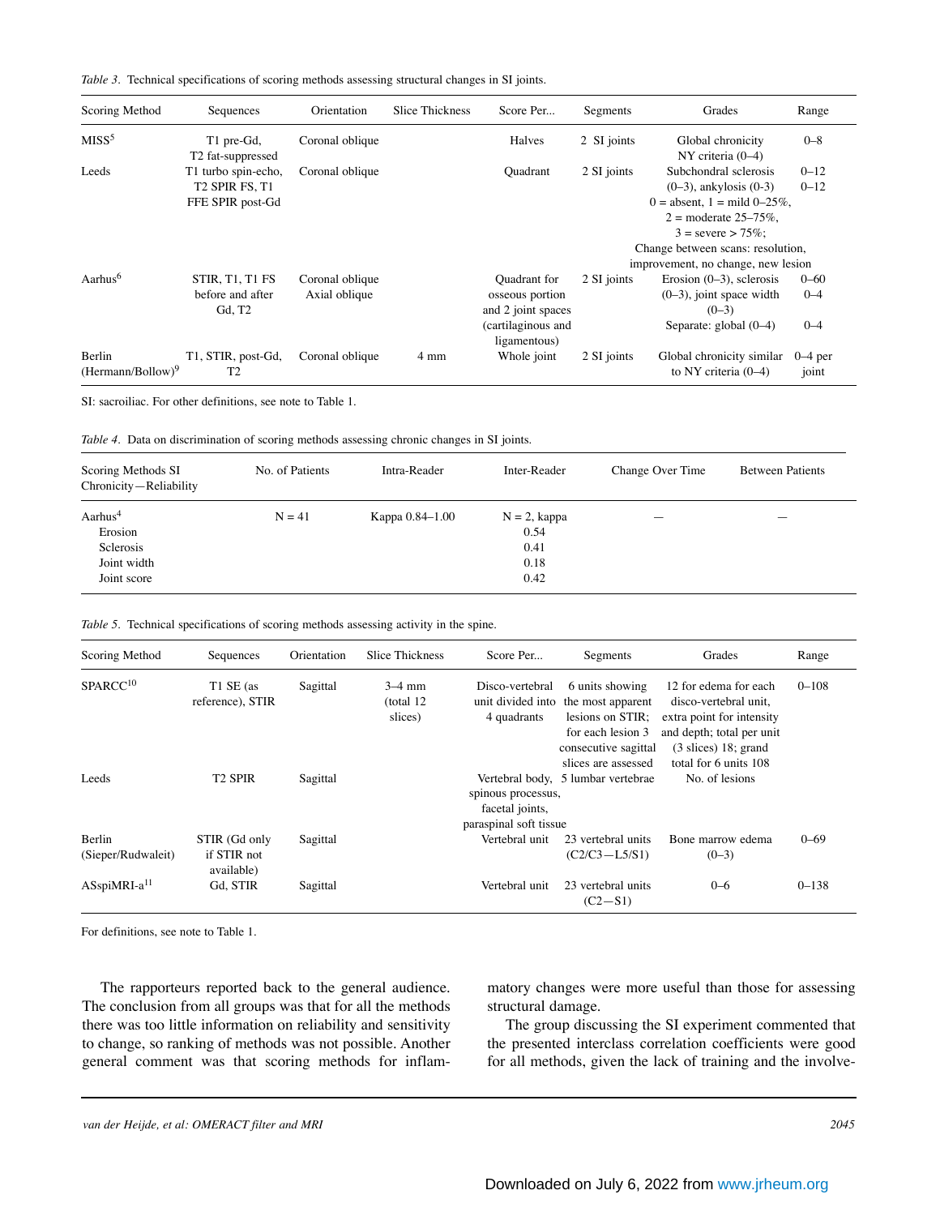*Table 3.* Technical specifications of scoring methods assessing structural changes in SI joints.

| Scoring Method | Sequences | Orientation | Slice Thickness | Score Per... | Segments | Grades | Range |
|---|---|---|---|---|---|---|---|
| MISS[5] | T1 pre-Gd, T2 fat-suppressed | Coronal oblique | | Halves | 2 SI joints | Global chronicity NY criteria (0–4) | 0–8 |
| Leeds | T1 turbo spin-echo, T2 SPIR FS, T1 FFE SPIR post-Gd | Coronal oblique | | Quadrant | 2 SI joints | Subchondral sclerosis (0–3), ankylosis (0-3) 0 = absent, 1 = mild 0–25%, 2 = moderate 25–75%, 3 = severe > 75%; Change between scans: resolution, improvement, no change, new lesion | 0–12 0–12 |
| Aarhus[6] | STIR, T1, T1 FS before and after Gd, T2 | Coronal oblique Axial oblique | | Quadrant for osseous portion and 2 joint spaces (cartilaginous and ligamentous) | 2 SI joints | Erosion (0–3), sclerosis (0–3), joint space width (0–3) Separate: global (0–4) | 0–60 0–4 0–4 |
| Berlin (Hermann/Bollow)[9] | T1, STIR, post-Gd, T2 | Coronal oblique | 4 mm | Whole joint | 2 SI joints | Global chronicity similar to NY criteria (0–4) | 0–4 per joint |

SI: sacroiliac. For other definitions, see note to Table 1.

*Table 4.* Data on discrimination of scoring methods assessing chronic changes in SI joints.

| Scoring Methods SI Chronicity—Reliability | No. of Patients | Intra-Reader | Inter-Reader | Change Over Time | Between Patients |
|---|---|---|---|---|---|
| Aarhus[4] | N = 41 | Kappa 0.84–1.00 | N = 2, kappa | — | — |
| Erosion | | | 0.54 | | |
| Sclerosis | | | 0.41 | | |
| Joint width | | | 0.18 | | |
| Joint score | | | 0.42 | | |

*Table 5.* Technical specifications of scoring methods assessing activity in the spine.

| Scoring Method | Sequences | Orientation | Slice Thickness | Score Per... | Segments | Grades | Range |
|---|---|---|---|---|---|---|---|
| SPARCC[10] | T1 SE (as reference), STIR | Sagittal | 3–4 mm (total 12 slices) | Disco-vertebral unit divided into 4 quadrants | 6 units showing the most apparent lesions on STIR; for each lesion 3 consecutive sagittal slices are assessed | 12 for edema for each disco-vertebral unit, extra point for intensity and depth; total per unit (3 slices) 18; grand total for 6 units 108 | 0–108 |
| Leeds | T2 SPIR | Sagittal | | Vertebral body, spinous processus, facetal joints, paraspinal soft tissue | 5 lumbar vertebrae | No. of lesions | |
| Berlin (Sieper/Rudwaleit) | STIR (Gd only if STIR not available) | Sagittal | | Vertebral unit | 23 vertebral units (C2/C3—L5/S1) | Bone marrow edema (0–3) | 0–69 |
| ASspiMRI-a[11] | Gd, STIR | Sagittal | | Vertebral unit | 23 vertebral units (C2—S1) | 0–6 | 0–138 |

For definitions, see note to Table 1.

The rapporteurs reported back to the general audience. The conclusion from all groups was that for all the methods there was too little information on reliability and sensitivity to change, so ranking of methods was not possible. Another general comment was that scoring methods for inflammatory changes were more useful than those for assessing structural damage.

The group discussing the SI experiment commented that the presented interclass correlation coefficients were good for all methods, given the lack of training and the involve-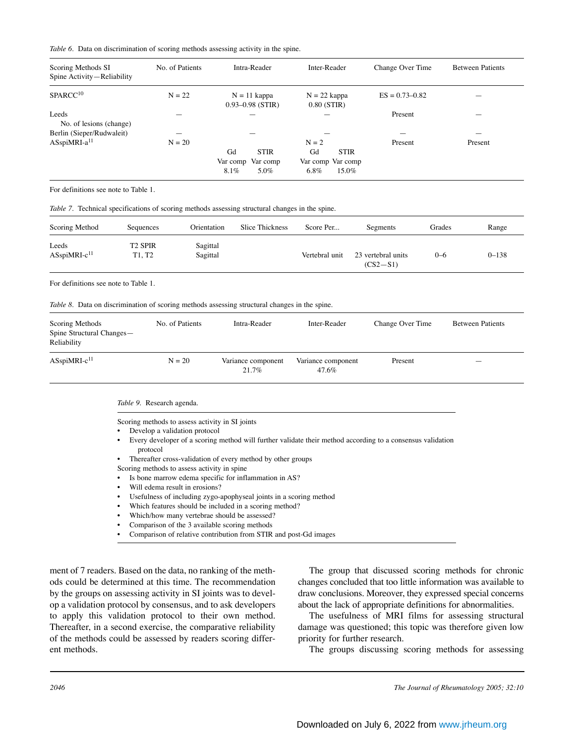*Table 6.* Data on discrimination of scoring methods assessing activity in the spine.

| Scoring Methods SI Spine Activity—Reliability | No. of Patients | Intra-Reader | | Inter-Reader | | Change Over Time | Between Patients |
|---|---|---|---|---|---|---|---|
| SPARCC[10] | N = 22 | N = 11 kappa 0.93–0.98 (STIR) | | N = 22 kappa 0.80 (STIR) | | ES = 0.73–0.82 | — |
| Leeds No. of lesions (change) | — | — | | — | | Present | — |
| Berlin (Sieper/Rudwaleit) | — | — | | — | | — | — |
| ASspiMRI-a[11] | N = 20 | Gd Var comp 8.1% | STIR Var comp 5.0% | N = 2 Gd Var comp 6.8% | STIR Var comp 15.0% | Present | Present |

For definitions see note to Table 1.

*Table 7.* Technical specifications of scoring methods assessing structural changes in the spine.

| Scoring Method | Sequences | Orientation | Slice Thickness | Score Per... | Segments | Grades | Range |
|---|---|---|---|---|---|---|---|
| Leeds | T2 SPIR | Sagittal | | | | | |
| ASspiMRI-c[11] | T1, T2 | Sagittal | | Vertebral unit | 23 vertebral units (CS2—S1) | 0–6 | 0–138 |

For definitions see note to Table 1.

*Table 8.* Data on discrimination of scoring methods assessing structural changes in the spine.

| Scoring Methods Spine Structural Changes—Reliability | No. of Patients | Intra-Reader | Inter-Reader | Change Over Time | Between Patients |
|---|---|---|---|---|---|
| ASspiMRI-c[11] | N = 20 | Variance component 21.7% | Variance component 47.6% | Present | — |

*Table 9.* Research agenda.

Scoring methods to assess activity in SI joints
- Develop a validation protocol
- Every developer of a scoring method will further validate their method according to a consensus validation protocol
- Thereafter cross-validation of every method by other groups

Scoring methods to assess activity in spine
- Is bone marrow edema specific for inflammation in AS?
- Will edema result in erosions?
- Usefulness of including zygo-apophyseal joints in a scoring method
- Which features should be included in a scoring method?
- Which/how many vertebrae should be assessed?
- Comparison of the 3 available scoring methods
- Comparison of relative contribution from STIR and post-Gd images

ment of 7 readers. Based on the data, no ranking of the methods could be determined at this time. The recommendation by the groups on assessing activity in SI joints was to develop a validation protocol by consensus, and to ask developers to apply this validation protocol to their own method. Thereafter, in a second exercise, the comparative reliability of the methods could be assessed by readers scoring different methods.

The group that discussed scoring methods for chronic changes concluded that too little information was available to draw conclusions. Moreover, they expressed special concerns about the lack of appropriate definitions for abnormalities.

The usefulness of MRI films for assessing structural damage was questioned; this topic was therefore given low priority for further research.

The groups discussing scoring methods for assessing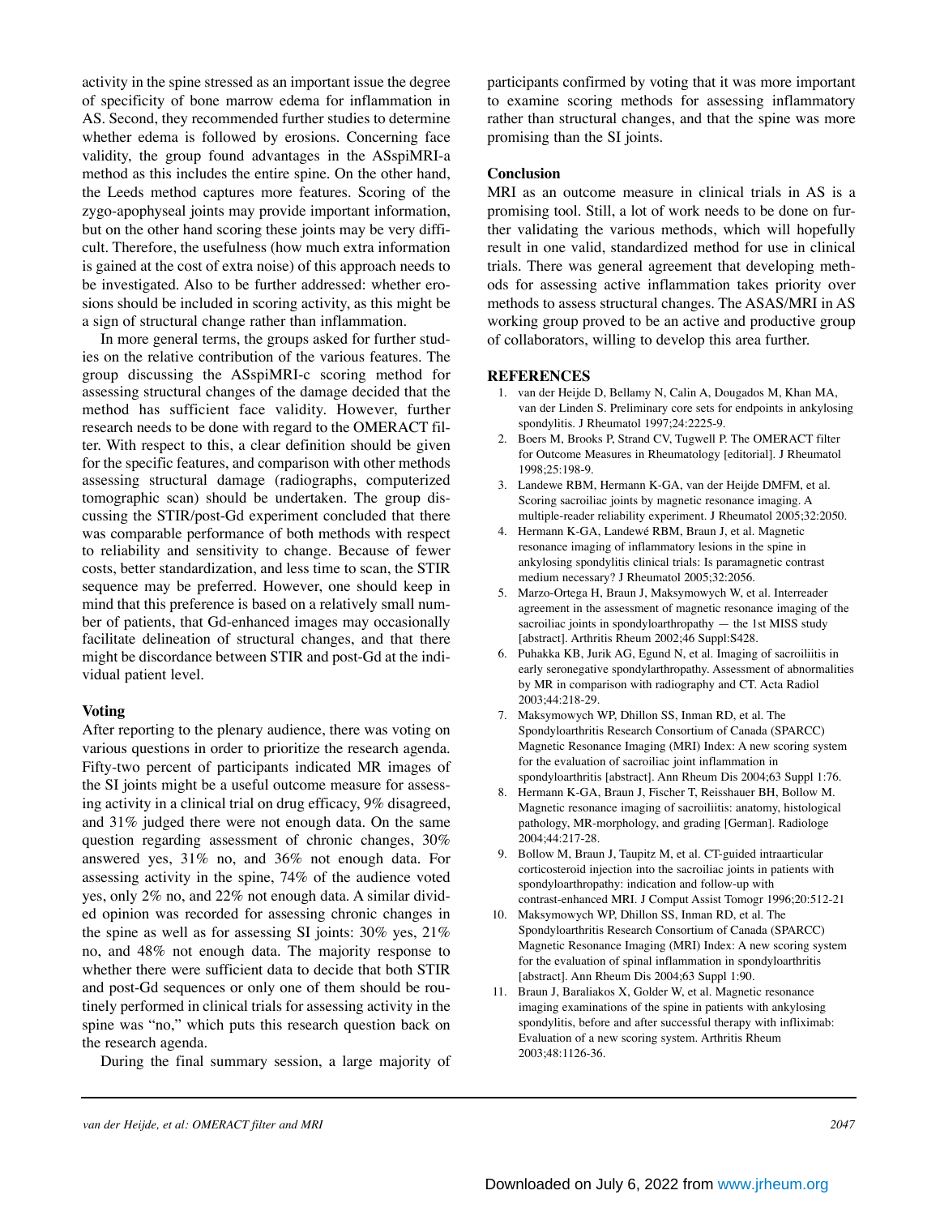activity in the spine stressed as an important issue the degree of specificity of bone marrow edema for inflammation in AS. Second, they recommended further studies to determine whether edema is followed by erosions. Concerning face validity, the group found advantages in the ASspiMRI-a method as this includes the entire spine. On the other hand, the Leeds method captures more features. Scoring of the zygo-apophyseal joints may provide important information, but on the other hand scoring these joints may be very difficult. Therefore, the usefulness (how much extra information is gained at the cost of extra noise) of this approach needs to be investigated. Also to be further addressed: whether erosions should be included in scoring activity, as this might be a sign of structural change rather than inflammation.

In more general terms, the groups asked for further studies on the relative contribution of the various features. The group discussing the ASspiMRI-c scoring method for assessing structural changes of the damage decided that the method has sufficient face validity. However, further research needs to be done with regard to the OMERACT filter. With respect to this, a clear definition should be given for the specific features, and comparison with other methods assessing structural damage (radiographs, computerized tomographic scan) should be undertaken. The group discussing the STIR/post-Gd experiment concluded that there was comparable performance of both methods with respect to reliability and sensitivity to change. Because of fewer costs, better standardization, and less time to scan, the STIR sequence may be preferred. However, one should keep in mind that this preference is based on a relatively small number of patients, that Gd-enhanced images may occasionally facilitate delineation of structural changes, and that there might be discordance between STIR and post-Gd at the individual patient level.

### Voting

After reporting to the plenary audience, there was voting on various questions in order to prioritize the research agenda. Fifty-two percent of participants indicated MR images of the SI joints might be a useful outcome measure for assessing activity in a clinical trial on drug efficacy, 9% disagreed, and 31% judged there were not enough data. On the same question regarding assessment of chronic changes, 30% answered yes, 31% no, and 36% not enough data. For assessing activity in the spine, 74% of the audience voted yes, only 2% no, and 22% not enough data. A similar divided opinion was recorded for assessing chronic changes in the spine as well as for assessing SI joints: 30% yes, 21% no, and 48% not enough data. The majority response to whether there were sufficient data to decide that both STIR and post-Gd sequences or only one of them should be routinely performed in clinical trials for assessing activity in the spine was "no," which puts this research question back on the research agenda.

During the final summary session, a large majority of participants confirmed by voting that it was more important to examine scoring methods for assessing inflammatory rather than structural changes, and that the spine was more promising than the SI joints.

### Conclusion

MRI as an outcome measure in clinical trials in AS is a promising tool. Still, a lot of work needs to be done on further validating the various methods, which will hopefully result in one valid, standardized method for use in clinical trials. There was general agreement that developing methods for assessing active inflammation takes priority over methods to assess structural changes. The ASAS/MRI in AS working group proved to be an active and productive group of collaborators, willing to develop this area further.

### REFERENCES

1. van der Heijde D, Bellamy N, Calin A, Dougados M, Khan MA, van der Linden S. Preliminary core sets for endpoints in ankylosing spondylitis. J Rheumatol 1997;24:2225-9.
2. Boers M, Brooks P, Strand CV, Tugwell P. The OMERACT filter for Outcome Measures in Rheumatology [editorial]. J Rheumatol 1998;25:198-9.
3. Landewe RBM, Hermann K-GA, van der Heijde DMFM, et al. Scoring sacroiliac joints by magnetic resonance imaging. A multiple-reader reliability experiment. J Rheumatol 2005;32:2050.
4. Hermann K-GA, Landewé RBM, Braun J, et al. Magnetic resonance imaging of inflammatory lesions in the spine in ankylosing spondylitis clinical trials: Is paramagnetic contrast medium necessary? J Rheumatol 2005;32:2056.
5. Marzo-Ortega H, Braun J, Maksymowych W, et al. Interreader agreement in the assessment of magnetic resonance imaging of the sacroiliac joints in spondyloarthropathy — the 1st MISS study [abstract]. Arthritis Rheum 2002;46 Suppl:S428.
6. Puhakka KB, Jurik AG, Egund N, et al. Imaging of sacroiliitis in early seronegative spondylarthropathy. Assessment of abnormalities by MR in comparison with radiography and CT. Acta Radiol 2003;44:218-29.
7. Maksymowych WP, Dhillon SS, Inman RD, et al. The Spondyloarthritis Research Consortium of Canada (SPARCC) Magnetic Resonance Imaging (MRI) Index: A new scoring system for the evaluation of sacroiliac joint inflammation in spondyloarthritis [abstract]. Ann Rheum Dis 2004;63 Suppl 1:76.
8. Hermann K-GA, Braun J, Fischer T, Reisshauer BH, Bollow M. Magnetic resonance imaging of sacroiliitis: anatomy, histological pathology, MR-morphology, and grading [German]. Radiologe 2004;44:217-28.
9. Bollow M, Braun J, Taupitz M, et al. CT-guided intraarticular corticosteroid injection into the sacroiliac joints in patients with spondyloarthropathy: indication and follow-up with contrast-enhanced MRI. J Comput Assist Tomogr 1996;20:512-21
10. Maksymowych WP, Dhillon SS, Inman RD, et al. The Spondyloarthritis Research Consortium of Canada (SPARCC) Magnetic Resonance Imaging (MRI) Index: A new scoring system for the evaluation of spinal inflammation in spondyloarthritis [abstract]. Ann Rheum Dis 2004;63 Suppl 1:90.
11. Braun J, Baraliakos X, Golder W, et al. Magnetic resonance imaging examinations of the spine in patients with ankylosing spondylitis, before and after successful therapy with infliximab: Evaluation of a new scoring system. Arthritis Rheum 2003;48:1126-36.